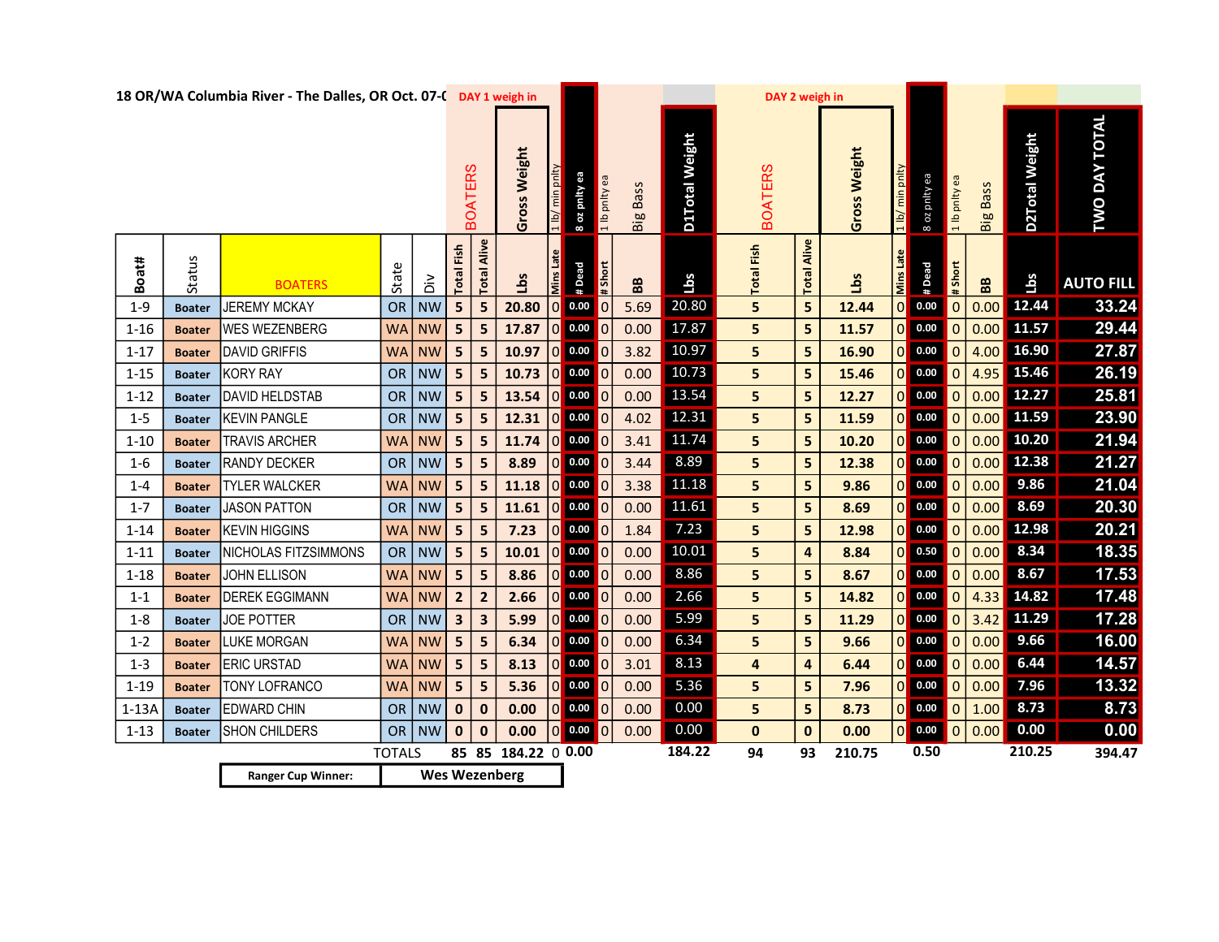**18 OR/WA Columbia River - The Dalles, OR Oct. 07-0**

| | | | | | DAY 1 weigh in | | | | | | | | | DAY 2 weigh in | | | | | | | | | |
|---|---|---|---|---|---|---|---|---|---|---|---|---|---|---|---|---|---|---|---|---|---|---|---|
| | | | | | BOATERS | | Gross Weight | 1 lb/ min pnlty | 8 oz pnlty ea | 1 lb pnlty ea | Big Bass | D1Total Weight | | BOATERS | | Gross Weight | 1 lb/ min pnlty | 8 oz pnlty ea | 1 lb pnlty ea | Big Bass | D2Total Weight | TWO DAY TOTAL |
| Boat# | Status | BOATERS | State | Div | Total Fish | Total Alive | Lbs | Mins Late | # Dead | # Short | BB | Lbs | | Total Fish | Total Alive | Lbs | Mins Late | # Dead | # Short | BB | Lbs | AUTO FILL |
| 1-9 | Boater | JEREMY MCKAY | OR | NW | 5 | 5 | 20.80 | 0 | 0.00 | 0 | 5.69 | 20.80 | | 5 | 5 | 12.44 | 0 | 0.00 | 0 | 0.00 | 12.44 | 33.24 |
| 1-16 | Boater | WES WEZENBERG | WA | NW | 5 | 5 | 17.87 | 0 | 0.00 | 0 | 0.00 | 17.87 | | 5 | 5 | 11.57 | 0 | 0.00 | 0 | 0.00 | 11.57 | 29.44 |
| 1-17 | Boater | DAVID GRIFFIS | WA | NW | 5 | 5 | 10.97 | 0 | 0.00 | 0 | 3.82 | 10.97 | | 5 | 5 | 16.90 | 0 | 0.00 | 0 | 4.00 | 16.90 | 27.87 |
| 1-15 | Boater | KORY RAY | OR | NW | 5 | 5 | 10.73 | 0 | 0.00 | 0 | 0.00 | 10.73 | | 5 | 5 | 15.46 | 0 | 0.00 | 0 | 4.95 | 15.46 | 26.19 |
| 1-12 | Boater | DAVID HELDSTAB | OR | NW | 5 | 5 | 13.54 | 0 | 0.00 | 0 | 0.00 | 13.54 | | 5 | 5 | 12.27 | 0 | 0.00 | 0 | 0.00 | 12.27 | 25.81 |
| 1-5 | Boater | KEVIN PANGLE | OR | NW | 5 | 5 | 12.31 | 0 | 0.00 | 0 | 4.02 | 12.31 | | 5 | 5 | 11.59 | 0 | 0.00 | 0 | 0.00 | 11.59 | 23.90 |
| 1-10 | Boater | TRAVIS ARCHER | WA | NW | 5 | 5 | 11.74 | 0 | 0.00 | 0 | 3.41 | 11.74 | | 5 | 5 | 10.20 | 0 | 0.00 | 0 | 0.00 | 10.20 | 21.94 |
| 1-6 | Boater | RANDY DECKER | OR | NW | 5 | 5 | 8.89 | 0 | 0.00 | 0 | 3.44 | 8.89 | | 5 | 5 | 12.38 | 0 | 0.00 | 0 | 0.00 | 12.38 | 21.27 |
| 1-4 | Boater | TYLER WALCKER | WA | NW | 5 | 5 | 11.18 | 0 | 0.00 | 0 | 3.38 | 11.18 | | 5 | 5 | 9.86 | 0 | 0.00 | 0 | 0.00 | 9.86 | 21.04 |
| 1-7 | Boater | JASON PATTON | OR | NW | 5 | 5 | 11.61 | 0 | 0.00 | 0 | 0.00 | 11.61 | | 5 | 5 | 8.69 | 0 | 0.00 | 0 | 0.00 | 8.69 | 20.30 |
| 1-14 | Boater | KEVIN HIGGINS | WA | NW | 5 | 5 | 7.23 | 0 | 0.00 | 0 | 1.84 | 7.23 | | 5 | 5 | 12.98 | 0 | 0.00 | 0 | 0.00 | 12.98 | 20.21 |
| 1-11 | Boater | NICHOLAS FITZSIMMONS | OR | NW | 5 | 5 | 10.01 | 0 | 0.00 | 0 | 0.00 | 10.01 | | 5 | 4 | 8.84 | 0 | 0.50 | 0 | 0.00 | 8.34 | 18.35 |
| 1-18 | Boater | JOHN ELLISON | WA | NW | 5 | 5 | 8.86 | 0 | 0.00 | 0 | 0.00 | 8.86 | | 5 | 5 | 8.67 | 0 | 0.00 | 0 | 0.00 | 8.67 | 17.53 |
| 1-1 | Boater | DEREK EGGIMANN | WA | NW | 2 | 2 | 2.66 | 0 | 0.00 | 0 | 0.00 | 2.66 | | 5 | 5 | 14.82 | 0 | 0.00 | 0 | 4.33 | 14.82 | 17.48 |
| 1-8 | Boater | JOE POTTER | OR | NW | 3 | 3 | 5.99 | 0 | 0.00 | 0 | 0.00 | 5.99 | | 5 | 5 | 11.29 | 0 | 0.00 | 0 | 3.42 | 11.29 | 17.28 |
| 1-2 | Boater | LUKE MORGAN | WA | NW | 5 | 5 | 6.34 | 0 | 0.00 | 0 | 0.00 | 6.34 | | 5 | 5 | 9.66 | 0 | 0.00 | 0 | 0.00 | 9.66 | 16.00 |
| 1-3 | Boater | ERIC URSTAD | WA | NW | 5 | 5 | 8.13 | 0 | 0.00 | 0 | 3.01 | 8.13 | | 4 | 4 | 6.44 | 0 | 0.00 | 0 | 0.00 | 6.44 | 14.57 |
| 1-19 | Boater | TONY LOFRANCO | WA | NW | 5 | 5 | 5.36 | 0 | 0.00 | 0 | 0.00 | 5.36 | | 5 | 5 | 7.96 | 0 | 0.00 | 0 | 0.00 | 7.96 | 13.32 |
| 1-13A | Boater | EDWARD CHIN | OR | NW | 0 | 0 | 0.00 | 0 | 0.00 | 0 | 0.00 | 0.00 | | 5 | 5 | 8.73 | 0 | 0.00 | 0 | 1.00 | 8.73 | 8.73 |
| 1-13 | Boater | SHON CHILDERS | OR | NW | 0 | 0 | 0.00 | 0 | 0.00 | 0 | 0.00 | 0.00 | | 0 | 0 | 0.00 | 0 | 0.00 | 0 | 0.00 | 0.00 | 0.00 |
| | | | TOTALS | | 85 | 85 | 184.22 | 0 | 0.00 | | | 184.22 | | 94 | 93 | 210.75 | | 0.50 | | | 210.25 | 394.47 |

| Ranger Cup Winner: | Wes Wezenberg |
|---|---|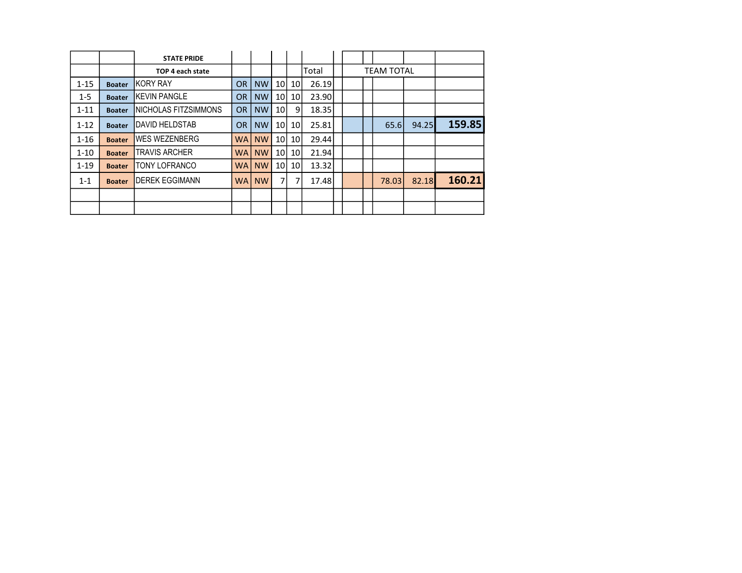| | | STATE PRIDE | | | | | | | | | | | |
|---|---|---|---|---|---|---|---|---|---|---|---|---|---|
| | | TOP 4 each state | | | | | Total | | TEAM TOTAL | | | | |
| 1-15 | Boater | KORY RAY | OR | NW | 10 | 10 | 26.19 | | | | | | |
| 1-5 | Boater | KEVIN PANGLE | OR | NW | 10 | 10 | 23.90 | | | | | | |
| 1-11 | Boater | NICHOLAS FITZSIMMONS | OR | NW | 10 | 9 | 18.35 | | | | | | |
| 1-12 | Boater | DAVID HELDSTAB | OR | NW | 10 | 10 | 25.81 | | | | 65.6 | 94.25 | **159.85** |
| 1-16 | Boater | WES WEZENBERG | WA | NW | 10 | 10 | 29.44 | | | | | | |
| 1-10 | Boater | TRAVIS ARCHER | WA | NW | 10 | 10 | 21.94 | | | | | | |
| 1-19 | Boater | TONY LOFRANCO | WA | NW | 10 | 10 | 13.32 | | | | | | |
| 1-1 | Boater | DEREK EGGIMANN | WA | NW | 7 | 7 | 17.48 | | | | 78.03 | 82.18 | **160.21** |
| | | | | | | | | | | | | | |
| | | | | | | | | | | | | | |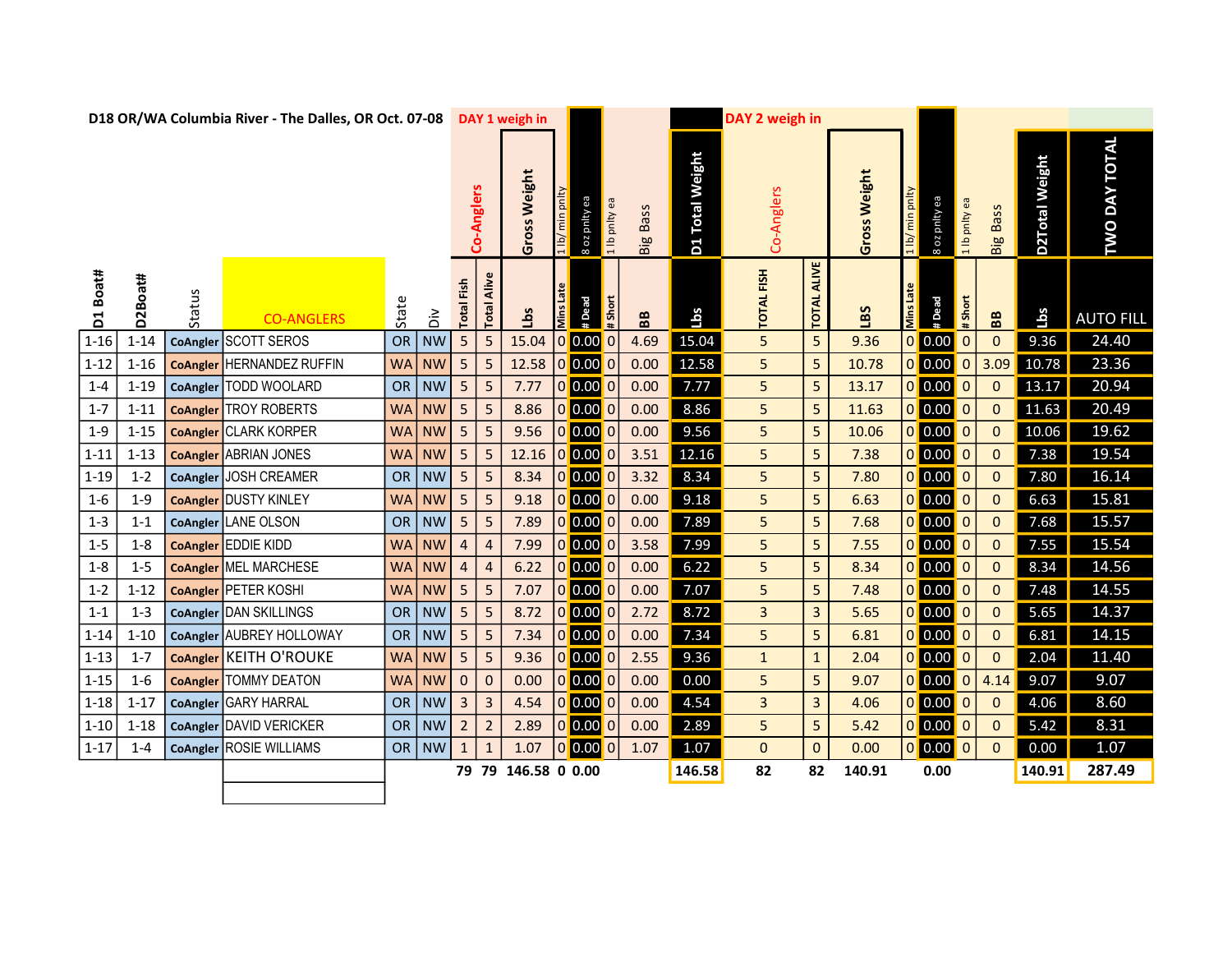D18 OR/WA Columbia River - The Dalles, OR Oct. 07-08

| | | | | | | DAY 1 weigh in | | | | | | | | | DAY 2 weigh in | | | | | | | | | |
|---|---|---|---|---|---|---|---|---|---|---|---|---|---|---|---|---|---|---|---|---|---|---|---|---|
| | | | | | | Co-Anglers | | Gross Weight | 1 lb/ min pnlty | 8 oz pnlty ea | 1 lb pnlty ea | Big Bass | D1 Total Weight | Co-Anglers | | Gross Weight | 1 lb/ min pnlty | 8 oz pnlty ea | 1 lb pnlty ea | Big Bass | D2Total Weight | TWO DAY TOTAL |
| D1 Boat# | D2Boat# | Status | CO-ANGLERS | State | Div | Total Fish | Total Alive | Lbs | Mins Late | # Dead | # Short | BB | Lbs | TOTAL FISH | TOTAL ALIVE | LBS | Mins Late | # Dead | # Short | BB | Lbs | AUTO FILL |
| 1-16 | 1-14 | CoAngler | SCOTT SEROS | OR | NW | 5 | 5 | 15.04 | 0 | 0.00 | 0 | 4.69 | 15.04 | 5 | 5 | 9.36 | 0 | 0.00 | 0 | 0 | 9.36 | 24.40 |
| 1-12 | 1-16 | CoAngler | HERNANDEZ RUFFIN | WA | NW | 5 | 5 | 12.58 | 0 | 0.00 | 0 | 0.00 | 12.58 | 5 | 5 | 10.78 | 0 | 0.00 | 0 | 3.09 | 10.78 | 23.36 |
| 1-4 | 1-19 | CoAngler | TODD WOOLARD | OR | NW | 5 | 5 | 7.77 | 0 | 0.00 | 0 | 0.00 | 7.77 | 5 | 5 | 13.17 | 0 | 0.00 | 0 | 0 | 13.17 | 20.94 |
| 1-7 | 1-11 | CoAngler | TROY ROBERTS | WA | NW | 5 | 5 | 8.86 | 0 | 0.00 | 0 | 0.00 | 8.86 | 5 | 5 | 11.63 | 0 | 0.00 | 0 | 0 | 11.63 | 20.49 |
| 1-9 | 1-15 | CoAngler | CLARK KORPER | WA | NW | 5 | 5 | 9.56 | 0 | 0.00 | 0 | 0.00 | 9.56 | 5 | 5 | 10.06 | 0 | 0.00 | 0 | 0 | 10.06 | 19.62 |
| 1-11 | 1-13 | CoAngler | ABRIAN JONES | WA | NW | 5 | 5 | 12.16 | 0 | 0.00 | 0 | 3.51 | 12.16 | 5 | 5 | 7.38 | 0 | 0.00 | 0 | 0 | 7.38 | 19.54 |
| 1-19 | 1-2 | CoAngler | JOSH CREAMER | OR | NW | 5 | 5 | 8.34 | 0 | 0.00 | 0 | 3.32 | 8.34 | 5 | 5 | 7.80 | 0 | 0.00 | 0 | 0 | 7.80 | 16.14 |
| 1-6 | 1-9 | CoAngler | DUSTY KINLEY | WA | NW | 5 | 5 | 9.18 | 0 | 0.00 | 0 | 0.00 | 9.18 | 5 | 5 | 6.63 | 0 | 0.00 | 0 | 0 | 6.63 | 15.81 |
| 1-3 | 1-1 | CoAngler | LANE OLSON | OR | NW | 5 | 5 | 7.89 | 0 | 0.00 | 0 | 0.00 | 7.89 | 5 | 5 | 7.68 | 0 | 0.00 | 0 | 0 | 7.68 | 15.57 |
| 1-5 | 1-8 | CoAngler | EDDIE KIDD | WA | NW | 4 | 4 | 7.99 | 0 | 0.00 | 0 | 3.58 | 7.99 | 5 | 5 | 7.55 | 0 | 0.00 | 0 | 0 | 7.55 | 15.54 |
| 1-8 | 1-5 | CoAngler | MEL MARCHESE | WA | NW | 4 | 4 | 6.22 | 0 | 0.00 | 0 | 0.00 | 6.22 | 5 | 5 | 8.34 | 0 | 0.00 | 0 | 0 | 8.34 | 14.56 |
| 1-2 | 1-12 | CoAngler | PETER KOSHI | WA | NW | 5 | 5 | 7.07 | 0 | 0.00 | 0 | 0.00 | 7.07 | 5 | 5 | 7.48 | 0 | 0.00 | 0 | 0 | 7.48 | 14.55 |
| 1-1 | 1-3 | CoAngler | DAN SKILLINGS | OR | NW | 5 | 5 | 8.72 | 0 | 0.00 | 0 | 2.72 | 8.72 | 3 | 3 | 5.65 | 0 | 0.00 | 0 | 0 | 5.65 | 14.37 |
| 1-14 | 1-10 | CoAngler | AUBREY HOLLOWAY | OR | NW | 5 | 5 | 7.34 | 0 | 0.00 | 0 | 0.00 | 7.34 | 5 | 5 | 6.81 | 0 | 0.00 | 0 | 0 | 6.81 | 14.15 |
| 1-13 | 1-7 | CoAngler | KEITH O'ROUKE | WA | NW | 5 | 5 | 9.36 | 0 | 0.00 | 0 | 2.55 | 9.36 | 1 | 1 | 2.04 | 0 | 0.00 | 0 | 0 | 2.04 | 11.40 |
| 1-15 | 1-6 | CoAngler | TOMMY DEATON | WA | NW | 0 | 0 | 0.00 | 0 | 0.00 | 0 | 0.00 | 0.00 | 5 | 5 | 9.07 | 0 | 0.00 | 0 | 4.14 | 9.07 | 9.07 |
| 1-18 | 1-17 | CoAngler | GARY HARRAL | OR | NW | 3 | 3 | 4.54 | 0 | 0.00 | 0 | 0.00 | 4.54 | 3 | 3 | 4.06 | 0 | 0.00 | 0 | 0 | 4.06 | 8.60 |
| 1-10 | 1-18 | CoAngler | DAVID VERICKER | OR | NW | 2 | 2 | 2.89 | 0 | 0.00 | 0 | 0.00 | 2.89 | 5 | 5 | 5.42 | 0 | 0.00 | 0 | 0 | 5.42 | 8.31 |
| 1-17 | 1-4 | CoAngler | ROSIE WILLIAMS | OR | NW | 1 | 1 | 1.07 | 0 | 0.00 | 0 | 1.07 | 1.07 | 0 | 0 | 0.00 | 0 | 0.00 | 0 | 0 | 0.00 | 1.07 |
| | | | | | | 79 | 79 | 146.58 | 0 | 0.00 | | | 146.58 | 82 | 82 | 140.91 | | 0.00 | | | 140.91 | 287.49 |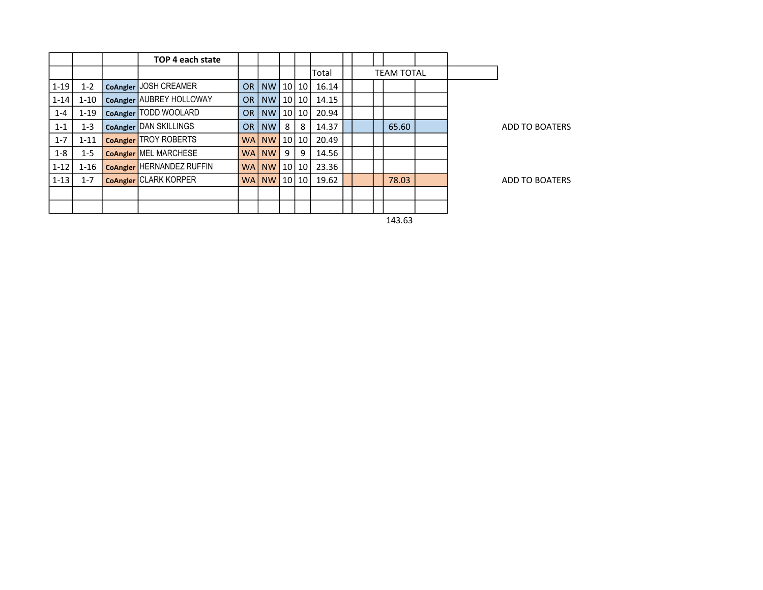| | | | TOP 4 each state | | | | | | | | | | | |
|---|---|---|---|---|---|---|---|---|---|---|---|---|---|---|
| | | | | | | | | Total | | | | TEAM TOTAL | | |
| 1-19 | 1-2 | CoAngler | JOSH CREAMER | OR | NW | 10 | 10 | 16.14 | | | | | | |
| 1-14 | 1-10 | CoAngler | AUBREY HOLLOWAY | OR | NW | 10 | 10 | 14.15 | | | | | | |
| 1-4 | 1-19 | CoAngler | TODD WOOLARD | OR | NW | 10 | 10 | 20.94 | | | | | | |
| 1-1 | 1-3 | CoAngler | DAN SKILLINGS | OR | NW | 8 | 8 | 14.37 | | | | 65.60 | | ADD TO BOATERS |
| 1-7 | 1-11 | CoAngler | TROY ROBERTS | WA | NW | 10 | 10 | 20.49 | | | | | | |
| 1-8 | 1-5 | CoAngler | MEL MARCHESE | WA | NW | 9 | 9 | 14.56 | | | | | | |
| 1-12 | 1-16 | CoAngler | HERNANDEZ RUFFIN | WA | NW | 10 | 10 | 23.36 | | | | | | |
| 1-13 | 1-7 | CoAngler | CLARK KORPER | WA | NW | 10 | 10 | 19.62 | | | | 78.03 | | ADD TO BOATERS |
| | | | | | | | | | | | | | | |
| | | | | | | | | | | | | | | |
| | | | | | | | | | | | | 143.63 | | |